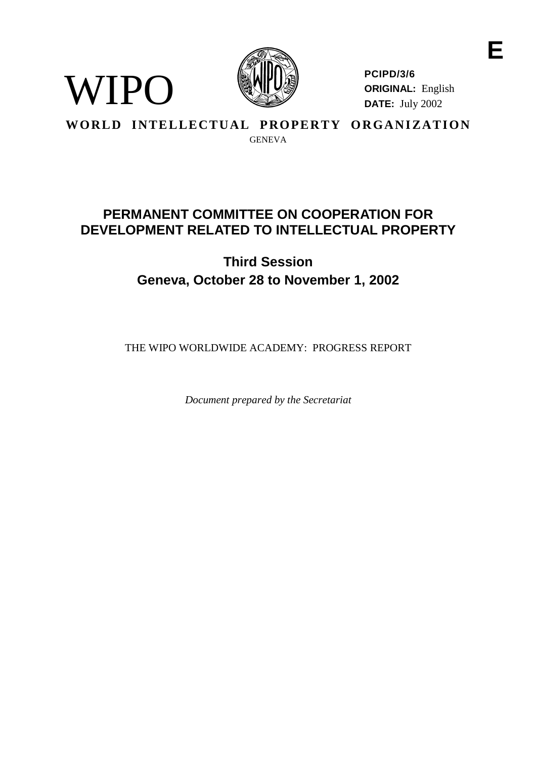E

WIPO

**PCIPD/3/6**
**ORIGINAL:** English
**DATE:** July 2002

**WORLD INTELLECTUAL PROPERTY ORGANIZATION**
GENEVA

# PERMANENT COMMITTEE ON COOPERATION FOR DEVELOPMENT RELATED TO INTELLECTUAL PROPERTY

## Third Session
## Geneva, October 28 to November 1, 2002

THE WIPO WORLDWIDE ACADEMY: PROGRESS REPORT

*Document prepared by the Secretariat*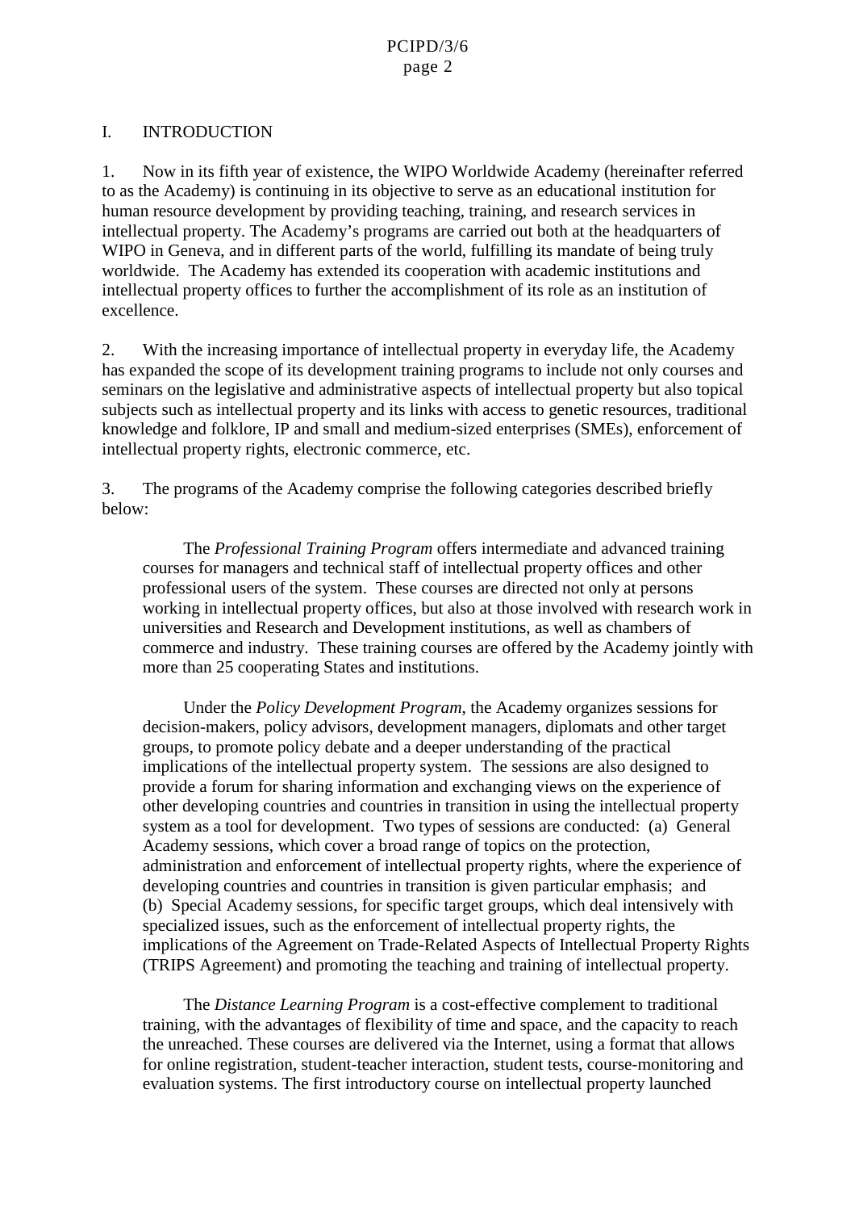## I. INTRODUCTION

1. Now in its fifth year of existence, the WIPO Worldwide Academy (hereinafter referred to as the Academy) is continuing in its objective to serve as an educational institution for human resource development by providing teaching, training, and research services in intellectual property. The Academy's programs are carried out both at the headquarters of WIPO in Geneva, and in different parts of the world, fulfilling its mandate of being truly worldwide. The Academy has extended its cooperation with academic institutions and intellectual property offices to further the accomplishment of its role as an institution of excellence.

2. With the increasing importance of intellectual property in everyday life, the Academy has expanded the scope of its development training programs to include not only courses and seminars on the legislative and administrative aspects of intellectual property but also topical subjects such as intellectual property and its links with access to genetic resources, traditional knowledge and folklore, IP and small and medium-sized enterprises (SMEs), enforcement of intellectual property rights, electronic commerce, etc.

3. The programs of the Academy comprise the following categories described briefly below:

> The *Professional Training Program* offers intermediate and advanced training courses for managers and technical staff of intellectual property offices and other professional users of the system. These courses are directed not only at persons working in intellectual property offices, but also at those involved with research work in universities and Research and Development institutions, as well as chambers of commerce and industry. These training courses are offered by the Academy jointly with more than 25 cooperating States and institutions.
>
> Under the *Policy Development Program*, the Academy organizes sessions for decision-makers, policy advisors, development managers, diplomats and other target groups, to promote policy debate and a deeper understanding of the practical implications of the intellectual property system. The sessions are also designed to provide a forum for sharing information and exchanging views on the experience of other developing countries and countries in transition in using the intellectual property system as a tool for development. Two types of sessions are conducted: (a) General Academy sessions, which cover a broad range of topics on the protection, administration and enforcement of intellectual property rights, where the experience of developing countries and countries in transition is given particular emphasis; and (b) Special Academy sessions, for specific target groups, which deal intensively with specialized issues, such as the enforcement of intellectual property rights, the implications of the Agreement on Trade-Related Aspects of Intellectual Property Rights (TRIPS Agreement) and promoting the teaching and training of intellectual property.
>
> The *Distance Learning Program* is a cost-effective complement to traditional training, with the advantages of flexibility of time and space, and the capacity to reach the unreached. These courses are delivered via the Internet, using a format that allows for online registration, student-teacher interaction, student tests, course-monitoring and evaluation systems. The first introductory course on intellectual property launched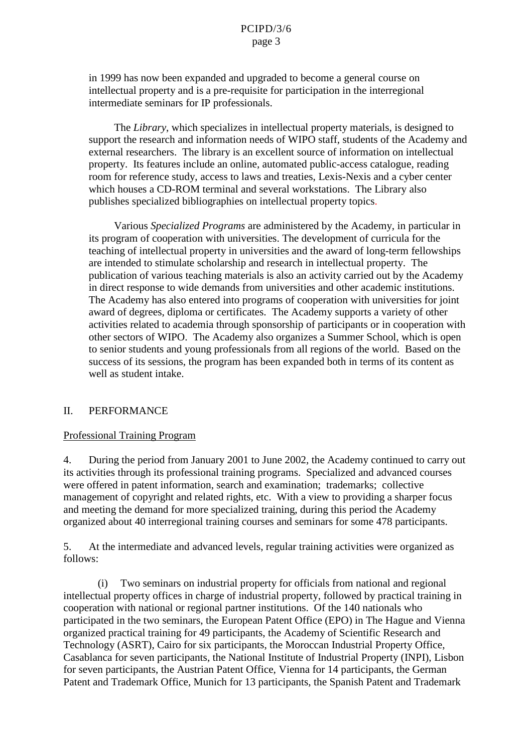in 1999 has now been expanded and upgraded to become a general course on intellectual property and is a pre-requisite for participation in the interregional intermediate seminars for IP professionals.

The *Library*, which specializes in intellectual property materials, is designed to support the research and information needs of WIPO staff, students of the Academy and external researchers. The library is an excellent source of information on intellectual property. Its features include an online, automated public-access catalogue, reading room for reference study, access to laws and treaties, Lexis-Nexis and a cyber center which houses a CD-ROM terminal and several workstations. The Library also publishes specialized bibliographies on intellectual property topics.

Various *Specialized Programs* are administered by the Academy, in particular in its program of cooperation with universities. The development of curricula for the teaching of intellectual property in universities and the award of long-term fellowships are intended to stimulate scholarship and research in intellectual property. The publication of various teaching materials is also an activity carried out by the Academy in direct response to wide demands from universities and other academic institutions. The Academy has also entered into programs of cooperation with universities for joint award of degrees, diploma or certificates. The Academy supports a variety of other activities related to academia through sponsorship of participants or in cooperation with other sectors of WIPO. The Academy also organizes a Summer School, which is open to senior students and young professionals from all regions of the world. Based on the success of its sessions, the program has been expanded both in terms of its content as well as student intake.

## II. PERFORMANCE

<u>Professional Training Program</u>

4. During the period from January 2001 to June 2002, the Academy continued to carry out its activities through its professional training programs. Specialized and advanced courses were offered in patent information, search and examination; trademarks; collective management of copyright and related rights, etc. With a view to providing a sharper focus and meeting the demand for more specialized training, during this period the Academy organized about 40 interregional training courses and seminars for some 478 participants.

5. At the intermediate and advanced levels, regular training activities were organized as follows:

(i) Two seminars on industrial property for officials from national and regional intellectual property offices in charge of industrial property, followed by practical training in cooperation with national or regional partner institutions. Of the 140 nationals who participated in the two seminars, the European Patent Office (EPO) in The Hague and Vienna organized practical training for 49 participants, the Academy of Scientific Research and Technology (ASRT), Cairo for six participants, the Moroccan Industrial Property Office, Casablanca for seven participants, the National Institute of Industrial Property (INPI), Lisbon for seven participants, the Austrian Patent Office, Vienna for 14 participants, the German Patent and Trademark Office, Munich for 13 participants, the Spanish Patent and Trademark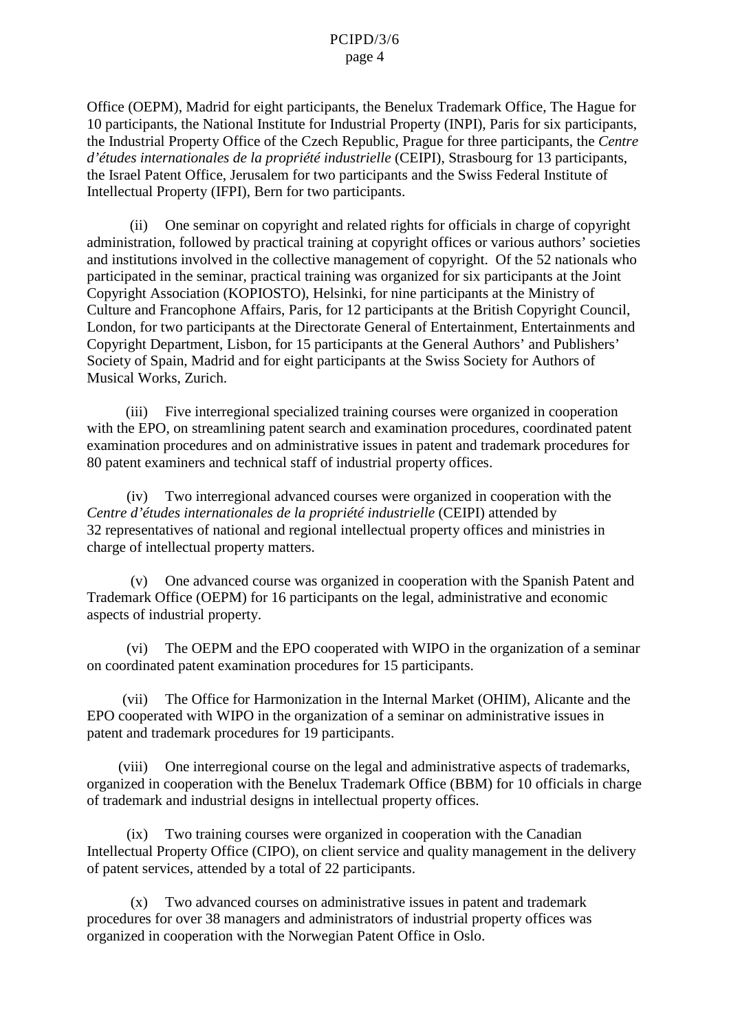Office (OEPM), Madrid for eight participants, the Benelux Trademark Office, The Hague for 10 participants, the National Institute for Industrial Property (INPI), Paris for six participants, the Industrial Property Office of the Czech Republic, Prague for three participants, the *Centre d'études internationales de la propriété industrielle* (CEIPI), Strasbourg for 13 participants, the Israel Patent Office, Jerusalem for two participants and the Swiss Federal Institute of Intellectual Property (IFPI), Bern for two participants.

(ii) One seminar on copyright and related rights for officials in charge of copyright administration, followed by practical training at copyright offices or various authors' societies and institutions involved in the collective management of copyright. Of the 52 nationals who participated in the seminar, practical training was organized for six participants at the Joint Copyright Association (KOPIOSTO), Helsinki, for nine participants at the Ministry of Culture and Francophone Affairs, Paris, for 12 participants at the British Copyright Council, London, for two participants at the Directorate General of Entertainment, Entertainments and Copyright Department, Lisbon, for 15 participants at the General Authors' and Publishers' Society of Spain, Madrid and for eight participants at the Swiss Society for Authors of Musical Works, Zurich.

(iii) Five interregional specialized training courses were organized in cooperation with the EPO, on streamlining patent search and examination procedures, coordinated patent examination procedures and on administrative issues in patent and trademark procedures for 80 patent examiners and technical staff of industrial property offices.

(iv) Two interregional advanced courses were organized in cooperation with the *Centre d'études internationales de la propriété industrielle* (CEIPI) attended by 32 representatives of national and regional intellectual property offices and ministries in charge of intellectual property matters.

(v) One advanced course was organized in cooperation with the Spanish Patent and Trademark Office (OEPM) for 16 participants on the legal, administrative and economic aspects of industrial property.

(vi) The OEPM and the EPO cooperated with WIPO in the organization of a seminar on coordinated patent examination procedures for 15 participants.

(vii) The Office for Harmonization in the Internal Market (OHIM), Alicante and the EPO cooperated with WIPO in the organization of a seminar on administrative issues in patent and trademark procedures for 19 participants.

(viii) One interregional course on the legal and administrative aspects of trademarks, organized in cooperation with the Benelux Trademark Office (BBM) for 10 officials in charge of trademark and industrial designs in intellectual property offices.

(ix) Two training courses were organized in cooperation with the Canadian Intellectual Property Office (CIPO), on client service and quality management in the delivery of patent services, attended by a total of 22 participants.

(x) Two advanced courses on administrative issues in patent and trademark procedures for over 38 managers and administrators of industrial property offices was organized in cooperation with the Norwegian Patent Office in Oslo.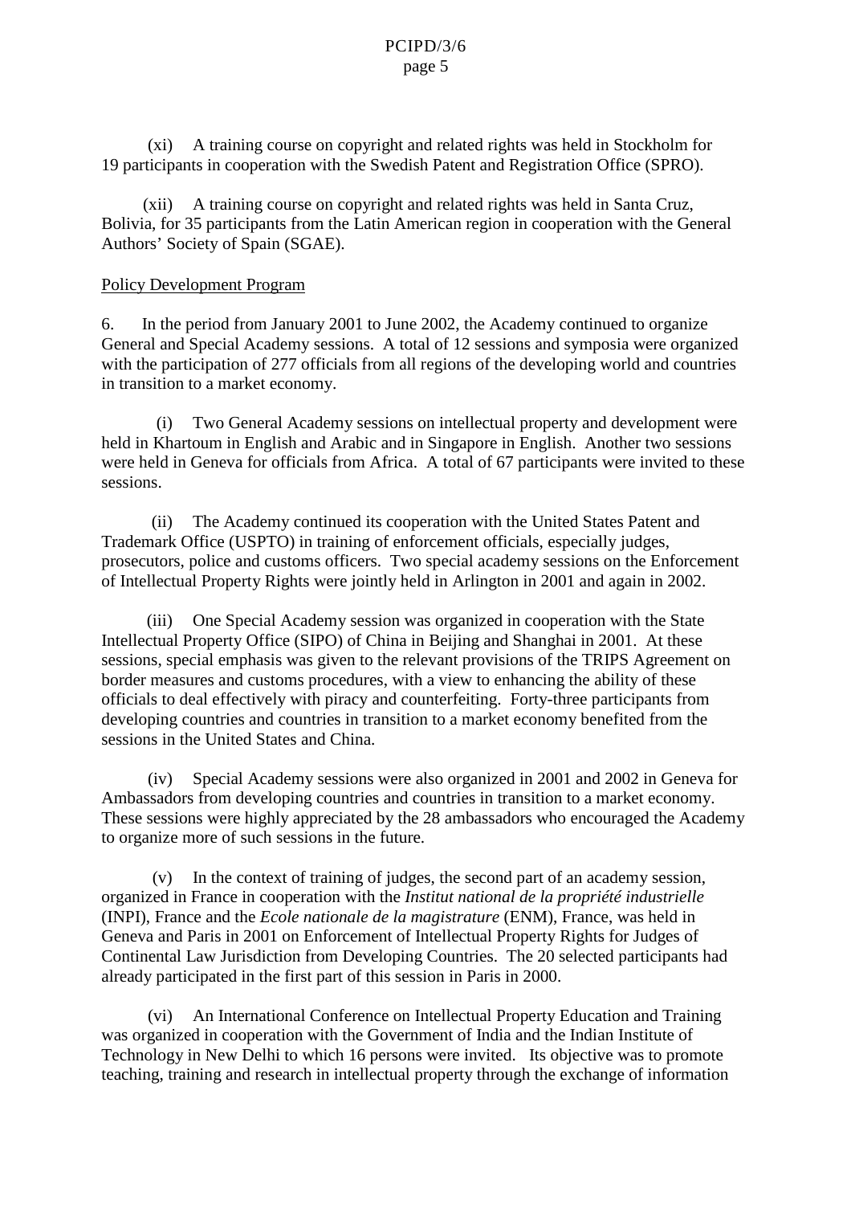(xi) A training course on copyright and related rights was held in Stockholm for 19 participants in cooperation with the Swedish Patent and Registration Office (SPRO).

(xii) A training course on copyright and related rights was held in Santa Cruz, Bolivia, for 35 participants from the Latin American region in cooperation with the General Authors' Society of Spain (SGAE).

Policy Development Program

6. In the period from January 2001 to June 2002, the Academy continued to organize General and Special Academy sessions. A total of 12 sessions and symposia were organized with the participation of 277 officials from all regions of the developing world and countries in transition to a market economy.

(i) Two General Academy sessions on intellectual property and development were held in Khartoum in English and Arabic and in Singapore in English. Another two sessions were held in Geneva for officials from Africa. A total of 67 participants were invited to these sessions.

(ii) The Academy continued its cooperation with the United States Patent and Trademark Office (USPTO) in training of enforcement officials, especially judges, prosecutors, police and customs officers. Two special academy sessions on the Enforcement of Intellectual Property Rights were jointly held in Arlington in 2001 and again in 2002.

(iii) One Special Academy session was organized in cooperation with the State Intellectual Property Office (SIPO) of China in Beijing and Shanghai in 2001. At these sessions, special emphasis was given to the relevant provisions of the TRIPS Agreement on border measures and customs procedures, with a view to enhancing the ability of these officials to deal effectively with piracy and counterfeiting. Forty-three participants from developing countries and countries in transition to a market economy benefited from the sessions in the United States and China.

(iv) Special Academy sessions were also organized in 2001 and 2002 in Geneva for Ambassadors from developing countries and countries in transition to a market economy. These sessions were highly appreciated by the 28 ambassadors who encouraged the Academy to organize more of such sessions in the future.

(v) In the context of training of judges, the second part of an academy session, organized in France in cooperation with the *Institut national de la propriété industrielle* (INPI), France and the *Ecole nationale de la magistrature* (ENM), France, was held in Geneva and Paris in 2001 on Enforcement of Intellectual Property Rights for Judges of Continental Law Jurisdiction from Developing Countries. The 20 selected participants had already participated in the first part of this session in Paris in 2000.

(vi) An International Conference on Intellectual Property Education and Training was organized in cooperation with the Government of India and the Indian Institute of Technology in New Delhi to which 16 persons were invited. Its objective was to promote teaching, training and research in intellectual property through the exchange of information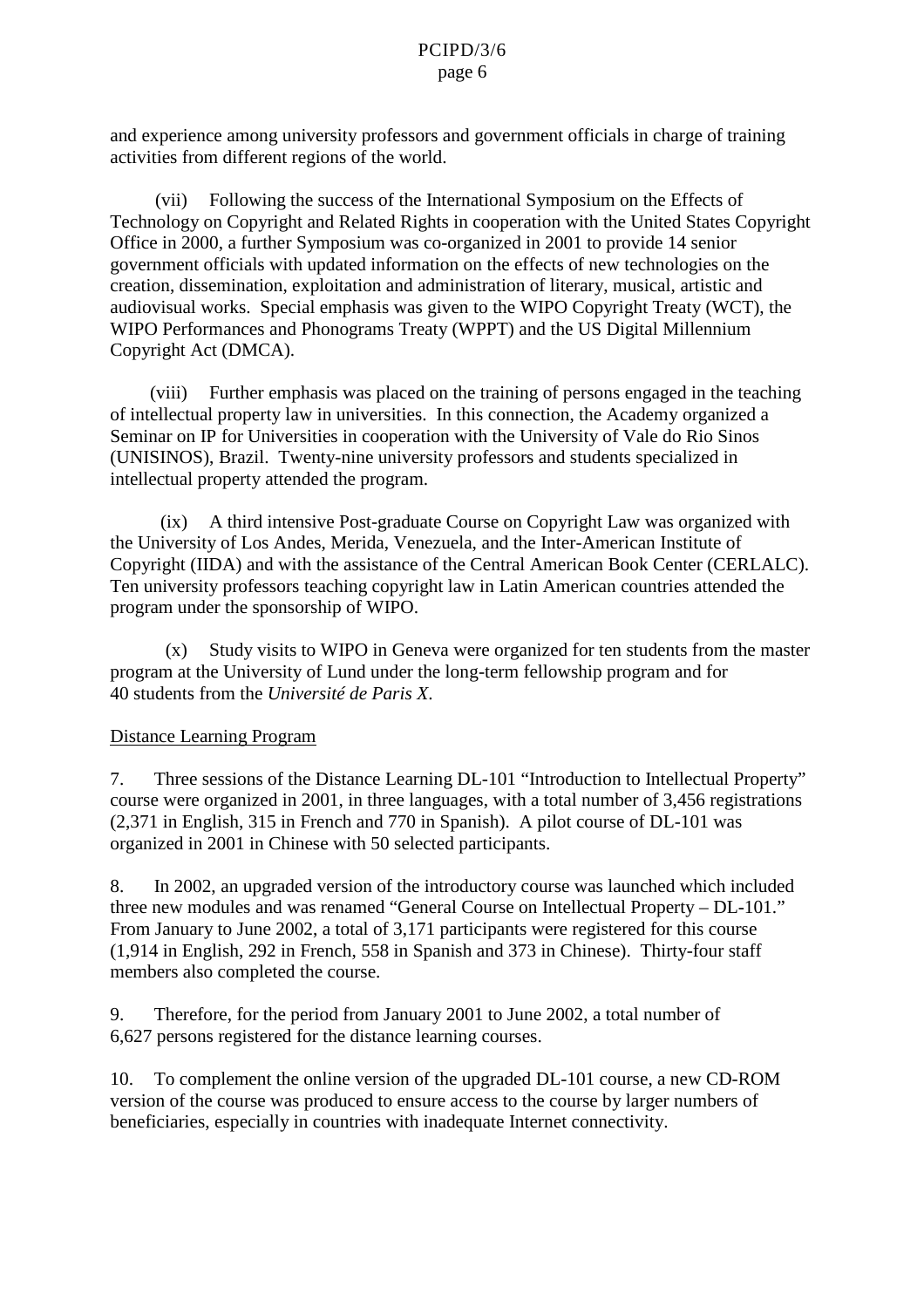and experience among university professors and government officials in charge of training activities from different regions of the world.

(vii) Following the success of the International Symposium on the Effects of Technology on Copyright and Related Rights in cooperation with the United States Copyright Office in 2000, a further Symposium was co-organized in 2001 to provide 14 senior government officials with updated information on the effects of new technologies on the creation, dissemination, exploitation and administration of literary, musical, artistic and audiovisual works. Special emphasis was given to the WIPO Copyright Treaty (WCT), the WIPO Performances and Phonograms Treaty (WPPT) and the US Digital Millennium Copyright Act (DMCA).

(viii) Further emphasis was placed on the training of persons engaged in the teaching of intellectual property law in universities. In this connection, the Academy organized a Seminar on IP for Universities in cooperation with the University of Vale do Rio Sinos (UNISINOS), Brazil. Twenty-nine university professors and students specialized in intellectual property attended the program.

(ix) A third intensive Post-graduate Course on Copyright Law was organized with the University of Los Andes, Merida, Venezuela, and the Inter-American Institute of Copyright (IIDA) and with the assistance of the Central American Book Center (CERLALC). Ten university professors teaching copyright law in Latin American countries attended the program under the sponsorship of WIPO.

(x) Study visits to WIPO in Geneva were organized for ten students from the master program at the University of Lund under the long-term fellowship program and for 40 students from the *Université de Paris X*.

<u>Distance Learning Program</u>

7. Three sessions of the Distance Learning DL-101 "Introduction to Intellectual Property" course were organized in 2001, in three languages, with a total number of 3,456 registrations (2,371 in English, 315 in French and 770 in Spanish). A pilot course of DL-101 was organized in 2001 in Chinese with 50 selected participants.

8. In 2002, an upgraded version of the introductory course was launched which included three new modules and was renamed "General Course on Intellectual Property – DL-101." From January to June 2002, a total of 3,171 participants were registered for this course (1,914 in English, 292 in French, 558 in Spanish and 373 in Chinese). Thirty-four staff members also completed the course.

9. Therefore, for the period from January 2001 to June 2002, a total number of 6,627 persons registered for the distance learning courses.

10. To complement the online version of the upgraded DL-101 course, a new CD-ROM version of the course was produced to ensure access to the course by larger numbers of beneficiaries, especially in countries with inadequate Internet connectivity.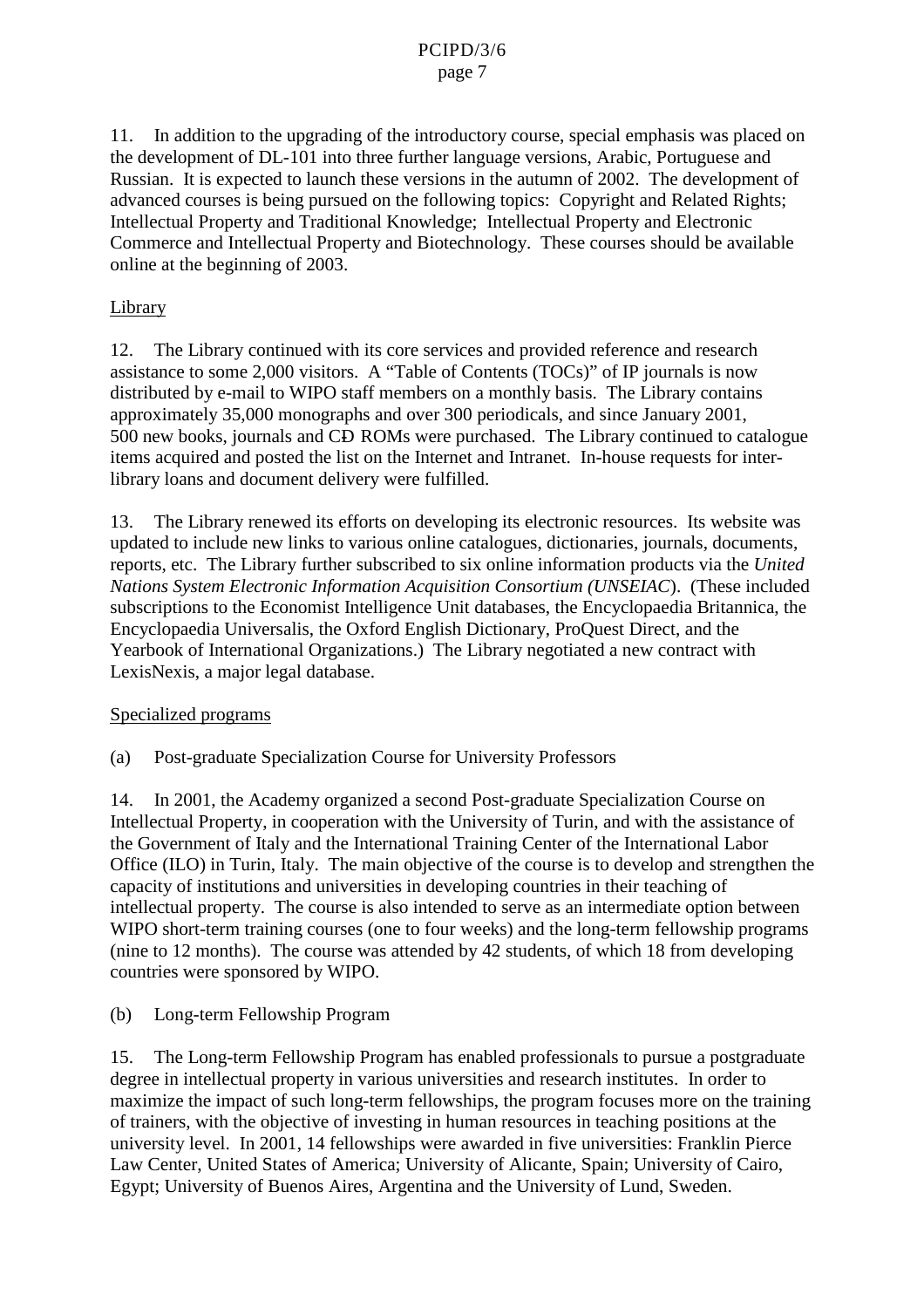11. In addition to the upgrading of the introductory course, special emphasis was placed on the development of DL-101 into three further language versions, Arabic, Portuguese and Russian. It is expected to launch these versions in the autumn of 2002. The development of advanced courses is being pursued on the following topics: Copyright and Related Rights; Intellectual Property and Traditional Knowledge; Intellectual Property and Electronic Commerce and Intellectual Property and Biotechnology. These courses should be available online at the beginning of 2003.

Library

12. The Library continued with its core services and provided reference and research assistance to some 2,000 visitors. A "Table of Contents (TOCs)" of IP journals is now distributed by e-mail to WIPO staff members on a monthly basis. The Library contains approximately 35,000 monographs and over 300 periodicals, and since January 2001, 500 new books, journals and CĐ ROMs were purchased. The Library continued to catalogue items acquired and posted the list on the Internet and Intranet. In-house requests for inter-library loans and document delivery were fulfilled.

13. The Library renewed its efforts on developing its electronic resources. Its website was updated to include new links to various online catalogues, dictionaries, journals, documents, reports, etc. The Library further subscribed to six online information products via the *United Nations System Electronic Information Acquisition Consortium (UNSEIAC*). (These included subscriptions to the Economist Intelligence Unit databases, the Encyclopaedia Britannica, the Encyclopaedia Universalis, the Oxford English Dictionary, ProQuest Direct, and the Yearbook of International Organizations.) The Library negotiated a new contract with LexisNexis, a major legal database.

Specialized programs

(a) Post-graduate Specialization Course for University Professors

14. In 2001, the Academy organized a second Post-graduate Specialization Course on Intellectual Property, in cooperation with the University of Turin, and with the assistance of the Government of Italy and the International Training Center of the International Labor Office (ILO) in Turin, Italy. The main objective of the course is to develop and strengthen the capacity of institutions and universities in developing countries in their teaching of intellectual property. The course is also intended to serve as an intermediate option between WIPO short-term training courses (one to four weeks) and the long-term fellowship programs (nine to 12 months). The course was attended by 42 students, of which 18 from developing countries were sponsored by WIPO.

(b) Long-term Fellowship Program

15. The Long-term Fellowship Program has enabled professionals to pursue a postgraduate degree in intellectual property in various universities and research institutes. In order to maximize the impact of such long-term fellowships, the program focuses more on the training of trainers, with the objective of investing in human resources in teaching positions at the university level. In 2001, 14 fellowships were awarded in five universities: Franklin Pierce Law Center, United States of America; University of Alicante, Spain; University of Cairo, Egypt; University of Buenos Aires, Argentina and the University of Lund, Sweden.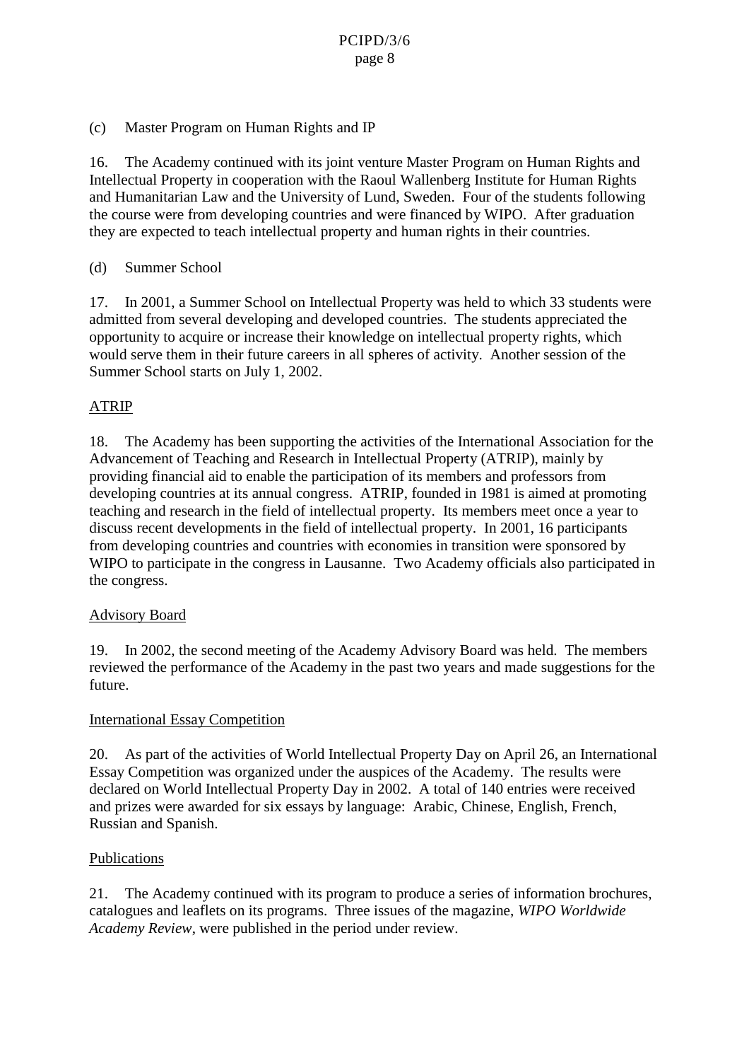(c) Master Program on Human Rights and IP

16. The Academy continued with its joint venture Master Program on Human Rights and Intellectual Property in cooperation with the Raoul Wallenberg Institute for Human Rights and Humanitarian Law and the University of Lund, Sweden. Four of the students following the course were from developing countries and were financed by WIPO. After graduation they are expected to teach intellectual property and human rights in their countries.

(d) Summer School

17. In 2001, a Summer School on Intellectual Property was held to which 33 students were admitted from several developing and developed countries. The students appreciated the opportunity to acquire or increase their knowledge on intellectual property rights, which would serve them in their future careers in all spheres of activity. Another session of the Summer School starts on July 1, 2002.

<u>ATRIP</u>

18. The Academy has been supporting the activities of the International Association for the Advancement of Teaching and Research in Intellectual Property (ATRIP), mainly by providing financial aid to enable the participation of its members and professors from developing countries at its annual congress. ATRIP, founded in 1981 is aimed at promoting teaching and research in the field of intellectual property. Its members meet once a year to discuss recent developments in the field of intellectual property. In 2001, 16 participants from developing countries and countries with economies in transition were sponsored by WIPO to participate in the congress in Lausanne. Two Academy officials also participated in the congress.

<u>Advisory Board</u>

19. In 2002, the second meeting of the Academy Advisory Board was held. The members reviewed the performance of the Academy in the past two years and made suggestions for the future.

<u>International Essay Competition</u>

20. As part of the activities of World Intellectual Property Day on April 26, an International Essay Competition was organized under the auspices of the Academy. The results were declared on World Intellectual Property Day in 2002. A total of 140 entries were received and prizes were awarded for six essays by language: Arabic, Chinese, English, French, Russian and Spanish.

<u>Publications</u>

21. The Academy continued with its program to produce a series of information brochures, catalogues and leaflets on its programs. Three issues of the magazine, *WIPO Worldwide Academy Review*, were published in the period under review.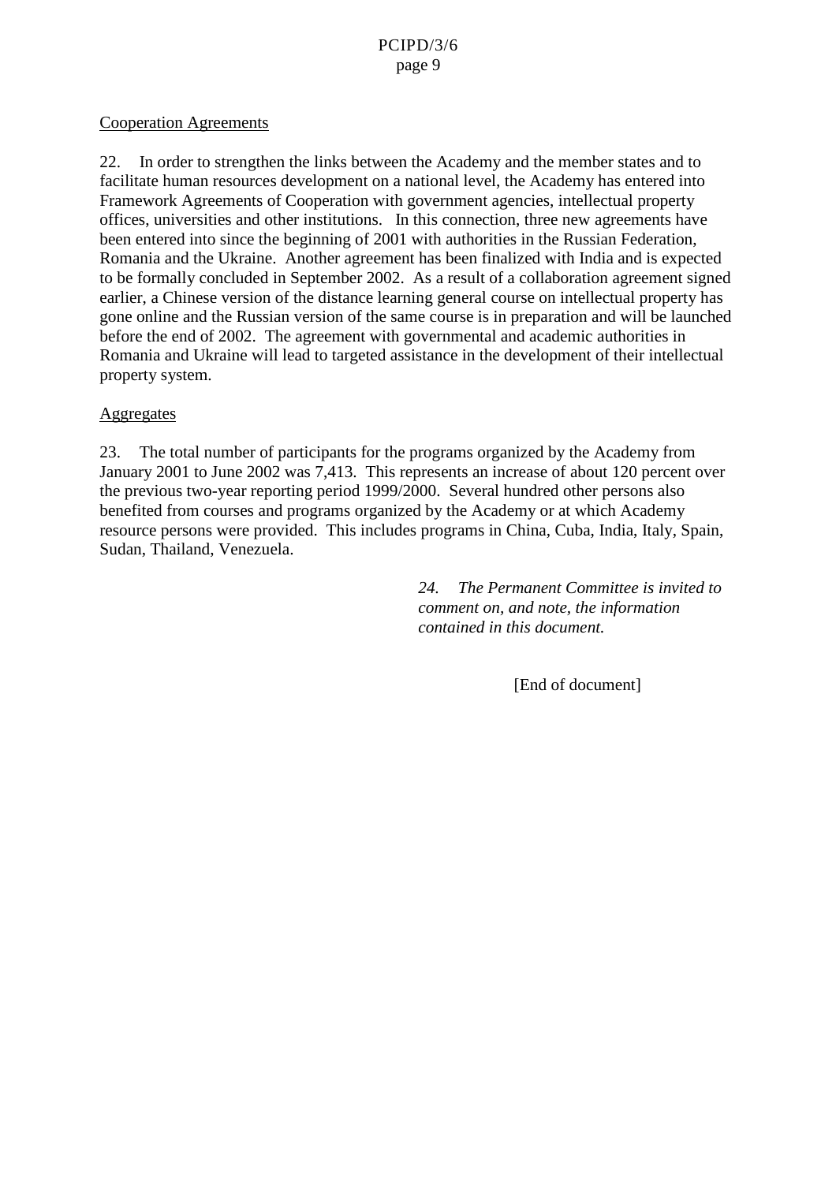Cooperation Agreements

22. In order to strengthen the links between the Academy and the member states and to facilitate human resources development on a national level, the Academy has entered into Framework Agreements of Cooperation with government agencies, intellectual property offices, universities and other institutions. In this connection, three new agreements have been entered into since the beginning of 2001 with authorities in the Russian Federation, Romania and the Ukraine. Another agreement has been finalized with India and is expected to be formally concluded in September 2002. As a result of a collaboration agreement signed earlier, a Chinese version of the distance learning general course on intellectual property has gone online and the Russian version of the same course is in preparation and will be launched before the end of 2002. The agreement with governmental and academic authorities in Romania and Ukraine will lead to targeted assistance in the development of their intellectual property system.

Aggregates

23. The total number of participants for the programs organized by the Academy from January 2001 to June 2002 was 7,413. This represents an increase of about 120 percent over the previous two-year reporting period 1999/2000. Several hundred other persons also benefited from courses and programs organized by the Academy or at which Academy resource persons were provided. This includes programs in China, Cuba, India, Italy, Spain, Sudan, Thailand, Venezuela.

*24. The Permanent Committee is invited to comment on, and note, the information contained in this document.*

[End of document]